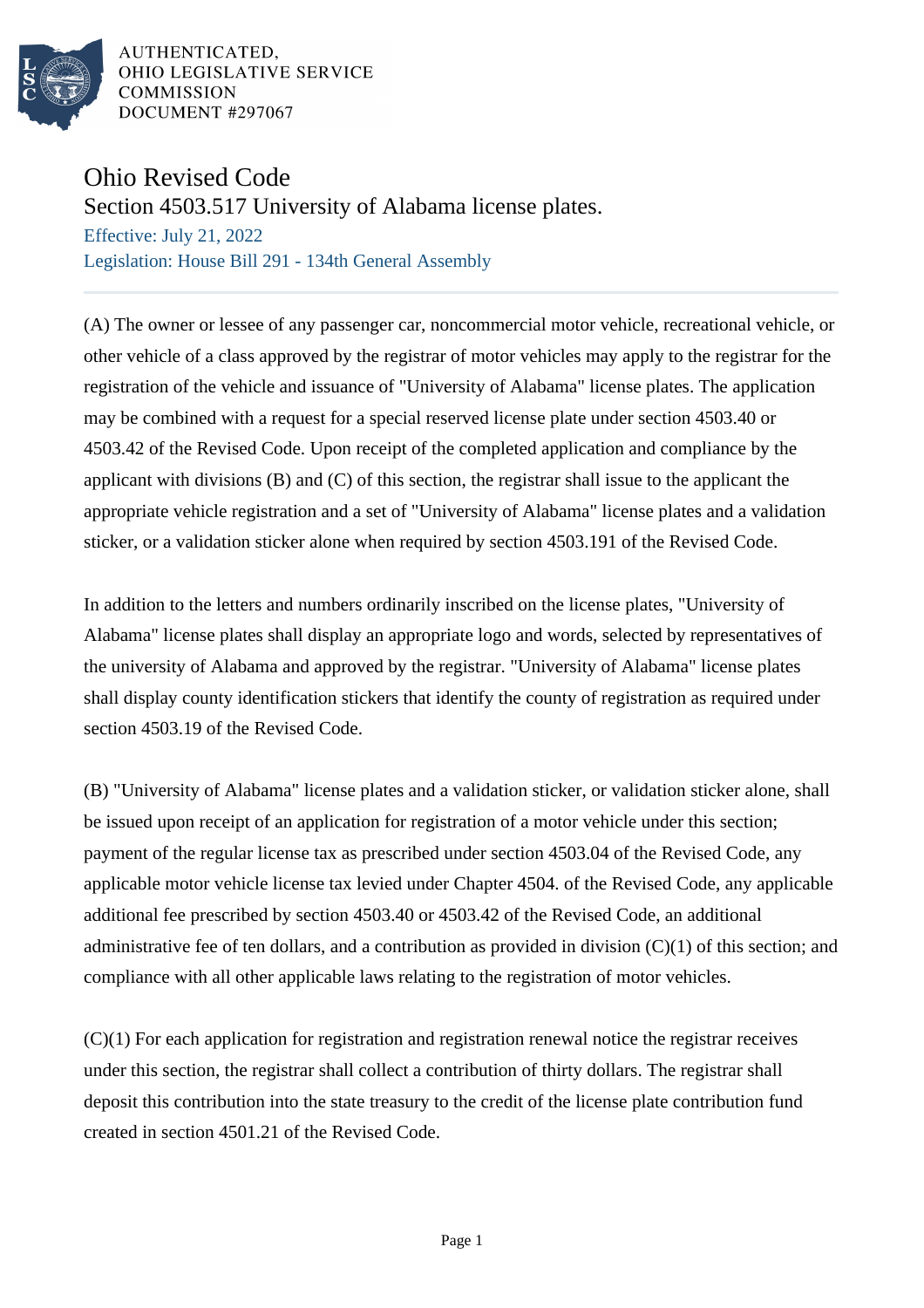# Ohio Revised Code

## Section 4503.517 University of Alabama license plates.

Effective: July 21, 2022

Legislation: House Bill 291 - 134th General Assembly

(A) The owner or lessee of any passenger car, noncommercial motor vehicle, recreational vehicle, or other vehicle of a class approved by the registrar of motor vehicles may apply to the registrar for the registration of the vehicle and issuance of "University of Alabama" license plates. The application may be combined with a request for a special reserved license plate under section 4503.40 or 4503.42 of the Revised Code. Upon receipt of the completed application and compliance by the applicant with divisions (B) and (C) of this section, the registrar shall issue to the applicant the appropriate vehicle registration and a set of "University of Alabama" license plates and a validation sticker, or a validation sticker alone when required by section 4503.191 of the Revised Code.

In addition to the letters and numbers ordinarily inscribed on the license plates, "University of Alabama" license plates shall display an appropriate logo and words, selected by representatives of the university of Alabama and approved by the registrar. "University of Alabama" license plates shall display county identification stickers that identify the county of registration as required under section 4503.19 of the Revised Code.

(B) "University of Alabama" license plates and a validation sticker, or validation sticker alone, shall be issued upon receipt of an application for registration of a motor vehicle under this section; payment of the regular license tax as prescribed under section 4503.04 of the Revised Code, any applicable motor vehicle license tax levied under Chapter 4504. of the Revised Code, any applicable additional fee prescribed by section 4503.40 or 4503.42 of the Revised Code, an additional administrative fee of ten dollars, and a contribution as provided in division (C)(1) of this section; and compliance with all other applicable laws relating to the registration of motor vehicles.

(C)(1) For each application for registration and registration renewal notice the registrar receives under this section, the registrar shall collect a contribution of thirty dollars. The registrar shall deposit this contribution into the state treasury to the credit of the license plate contribution fund created in section 4501.21 of the Revised Code.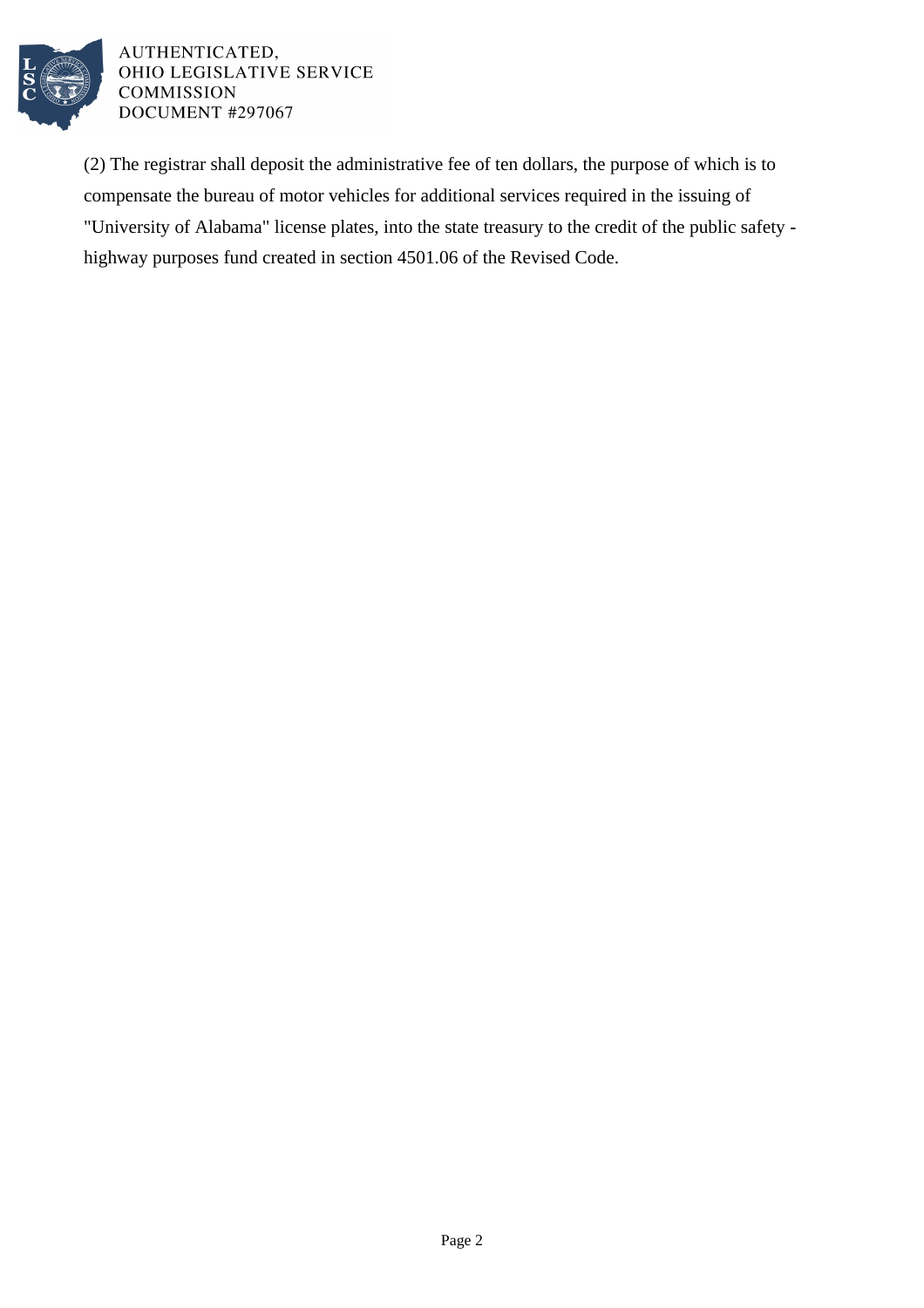(2) The registrar shall deposit the administrative fee of ten dollars, the purpose of which is to compensate the bureau of motor vehicles for additional services required in the issuing of "University of Alabama" license plates, into the state treasury to the credit of the public safety - highway purposes fund created in section 4501.06 of the Revised Code.